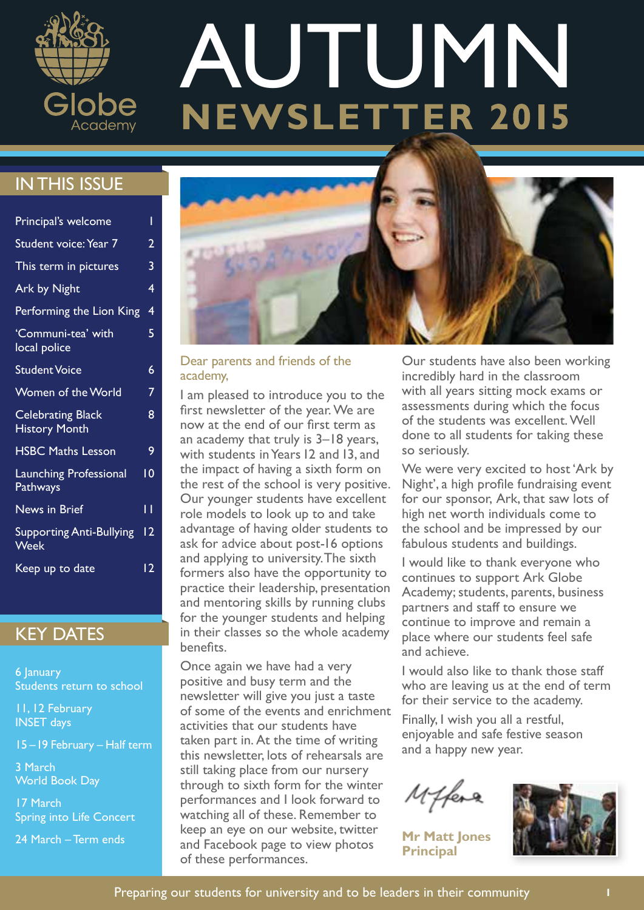Globe Academy

# AUTUMN NEWSLETTER 2015

## IN THIS ISSUE

| | |
|---|---|
| Principal's welcome | 1 |
| Student voice: Year 7 | 2 |
| This term in pictures | 3 |
| Ark by Night | 4 |
| Performing the Lion King | 4 |
| 'Communi-tea' with local police | 5 |
| Student Voice | 6 |
| Women of the World | 7 |
| Celebrating Black History Month | 8 |
| HSBC Maths Lesson | 9 |
| Launching Professional Pathways | 10 |
| News in Brief | 11 |
| Supporting Anti-Bullying Week | 12 |
| Keep up to date | 12 |

## KEY DATES

6 January
Students return to school

11, 12 February
INSET days

15 – 19 February – Half term

3 March
World Book Day

17 March
Spring into Life Concert

24 March – Term ends

Dear parents and friends of the academy,

I am pleased to introduce you to the first newsletter of the year. We are now at the end of our first term as an academy that truly is 3–18 years, with students in Years 12 and 13, and the impact of having a sixth form on the rest of the school is very positive. Our younger students have excellent role models to look up to and take advantage of having older students to ask for advice about post-16 options and applying to university. The sixth formers also have the opportunity to practice their leadership, presentation and mentoring skills by running clubs for the younger students and helping in their classes so the whole academy benefits.

Once again we have had a very positive and busy term and the newsletter will give you just a taste of some of the events and enrichment activities that our students have taken part in. At the time of writing this newsletter, lots of rehearsals are still taking place from our nursery through to sixth form for the winter performances and I look forward to watching all of these. Remember to keep an eye on our website, twitter and Facebook page to view photos of these performances.

Our students have also been working incredibly hard in the classroom with all years sitting mock exams or assessments during which the focus of the students was excellent. Well done to all students for taking these so seriously.

We were very excited to host 'Ark by Night', a high profile fundraising event for our sponsor, Ark, that saw lots of high net worth individuals come to the school and be impressed by our fabulous students and buildings.

I would like to thank everyone who continues to support Ark Globe Academy; students, parents, business partners and staff to ensure we continue to improve and remain a place where our students feel safe and achieve.

I would also like to thank those staff who are leaving us at the end of term for their service to the academy.

Finally, I wish you all a restful, enjoyable and safe festive season and a happy new year.

**Mr Matt Jones**
**Principal**

Preparing our students for university and to be leaders in their community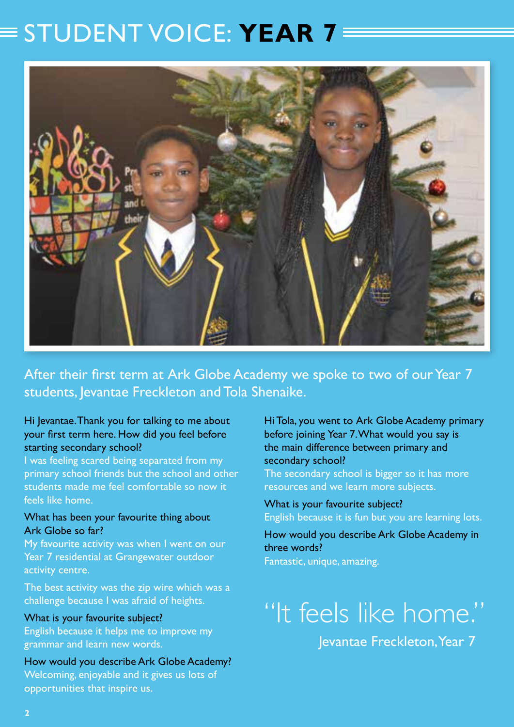# STUDENT VOICE: **YEAR 7**

After their first term at Ark Globe Academy we spoke to two of our Year 7 students, Jevantae Freckleton and Tola Shenaike.

Hi Jevantae. Thank you for talking to me about your first term here. How did you feel before starting secondary school?

I was feeling scared being separated from my primary school friends but the school and other students made me feel comfortable so now it feels like home.

What has been your favourite thing about Ark Globe so far?

My favourite activity was when I went on our Year 7 residential at Grangewater outdoor activity centre.

The best activity was the zip wire which was a challenge because I was afraid of heights.

What is your favourite subject?

English because it helps me to improve my grammar and learn new words.

How would you describe Ark Globe Academy?

Welcoming, enjoyable and it gives us lots of opportunities that inspire us.

Hi Tola, you went to Ark Globe Academy primary before joining Year 7. What would you say is the main difference between primary and secondary school?

The secondary school is bigger so it has more resources and we learn more subjects.

What is your favourite subject?

English because it is fun but you are learning lots.

How would you describe Ark Globe Academy in three words?

Fantastic, unique, amazing.

> "It feels like home."
>
> Jevantae Freckleton, Year 7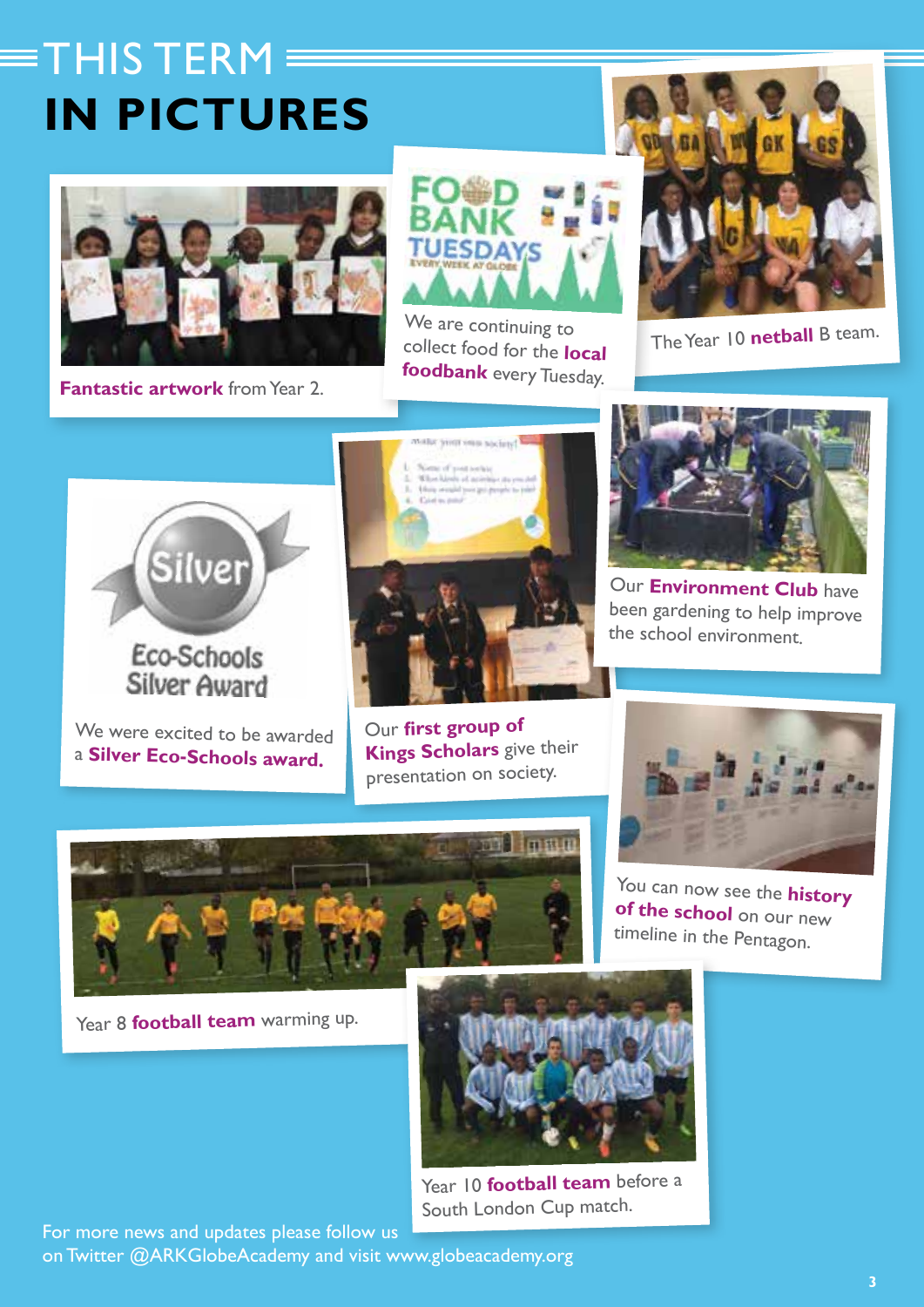# THIS TERM IN PICTURES

**Fantastic artwork** from Year 2.

We are continuing to collect food for the **local foodbank** every Tuesday.

The Year 10 **netball** B team.

We were excited to be awarded a **Silver Eco-Schools award.**

Our **first group of Kings Scholars** give their presentation on society.

Our **Environment Club** have been gardening to help improve the school environment.

You can now see the **history of the school** on our new timeline in the Pentagon.

Year 8 **football team** warming up.

Year 10 **football team** before a South London Cup match.

For more news and updates please follow us on Twitter @ARKGlobeAcademy and visit www.globeacademy.org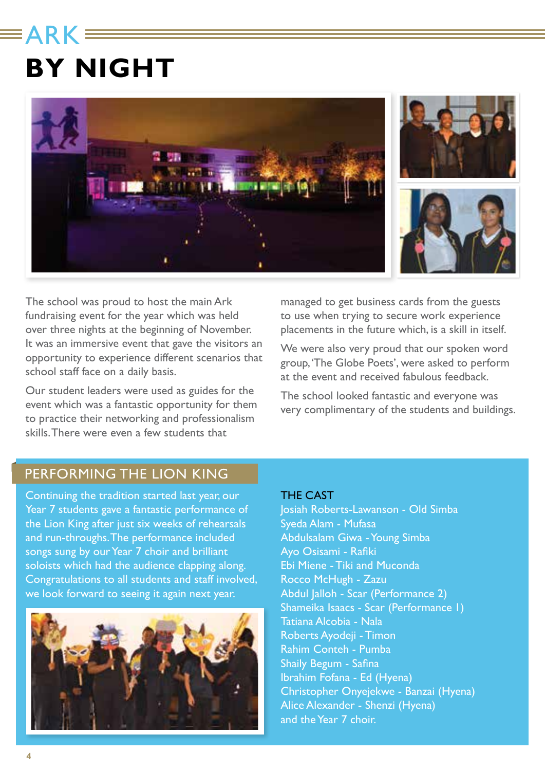# ARK BY NIGHT

The school was proud to host the main Ark fundraising event for the year which was held over three nights at the beginning of November. It was an immersive event that gave the visitors an opportunity to experience different scenarios that school staff face on a daily basis.

Our student leaders were used as guides for the event which was a fantastic opportunity for them to practice their networking and professionalism skills. There were even a few students that managed to get business cards from the guests to use when trying to secure work experience placements in the future which, is a skill in itself.

We were also very proud that our spoken word group, 'The Globe Poets', were asked to perform at the event and received fabulous feedback.

The school looked fantastic and everyone was very complimentary of the students and buildings.

## PERFORMING THE LION KING

Continuing the tradition started last year, our Year 7 students gave a fantastic performance of the Lion King after just six weeks of rehearsals and run-throughs. The performance included songs sung by our Year 7 choir and brilliant soloists which had the audience clapping along. Congratulations to all students and staff involved, we look forward to seeing it again next year.

### THE CAST

Josiah Roberts-Lawanson - Old Simba
Syeda Alam - Mufasa
Abdulsalam Giwa - Young Simba
Ayo Osisami - Rafiki
Ebi Miene - Tiki and Muconda
Rocco McHugh - Zazu
Abdul Jalloh - Scar (Performance 2)
Shameika Isaacs - Scar (Performance 1)
Tatiana Alcobia - Nala
Roberts Ayodeji - Timon
Rahim Conteh - Pumba
Shaily Begum - Safina
Ibrahim Fofana - Ed (Hyena)
Christopher Onyejekwe - Banzai (Hyena)
Alice Alexander - Shenzi (Hyena)
and the Year 7 choir.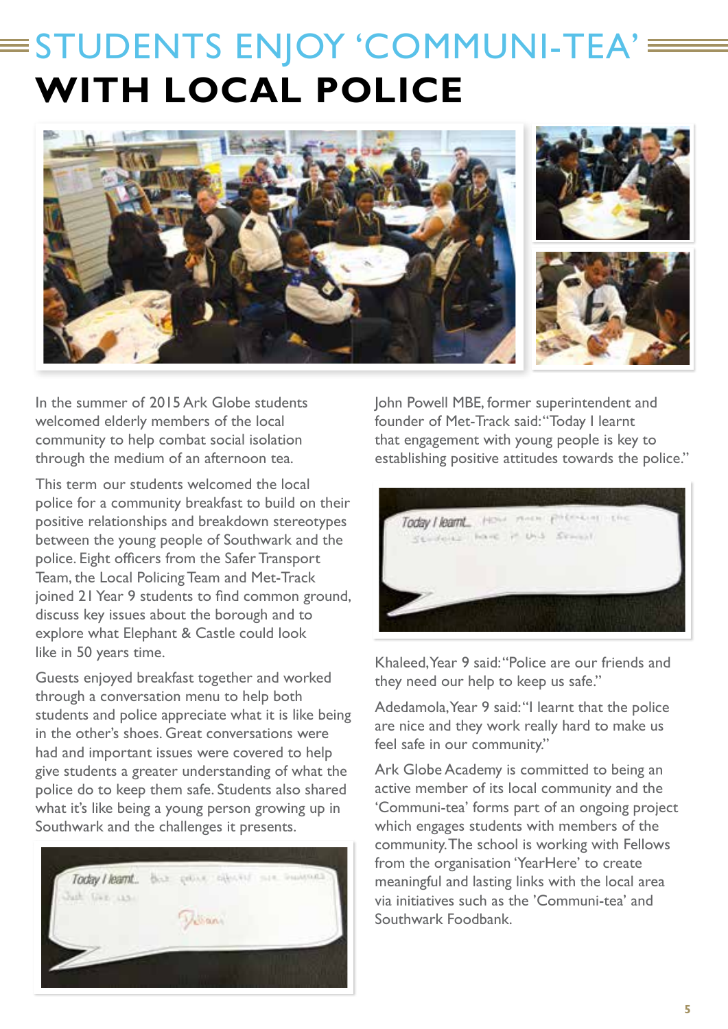# STUDENTS ENJOY 'COMMUNI-TEA' WITH LOCAL POLICE

In the summer of 2015 Ark Globe students welcomed elderly members of the local community to help combat social isolation through the medium of an afternoon tea.

This term our students welcomed the local police for a community breakfast to build on their positive relationships and breakdown stereotypes between the young people of Southwark and the police. Eight officers from the Safer Transport Team, the Local Policing Team and Met-Track joined 21 Year 9 students to find common ground, discuss key issues about the borough and to explore what Elephant & Castle could look like in 50 years time.

Guests enjoyed breakfast together and worked through a conversation menu to help both students and police appreciate what it is like being in the other's shoes. Great conversations were had and important issues were covered to help give students a greater understanding of what the police do to keep them safe. Students also shared what it's like being a young person growing up in Southwark and the challenges it presents.

John Powell MBE, former superintendent and founder of Met-Track said: "Today I learnt that engagement with young people is key to establishing positive attitudes towards the police."

Khaleed, Year 9 said: "Police are our friends and they need our help to keep us safe."

Adedamola, Year 9 said: "I learnt that the police are nice and they work really hard to make us feel safe in our community."

Ark Globe Academy is committed to being an active member of its local community and the 'Communi-tea' forms part of an ongoing project which engages students with members of the community. The school is working with Fellows from the organisation 'YearHere' to create meaningful and lasting links with the local area via initiatives such as the 'Communi-tea' and Southwark Foodbank.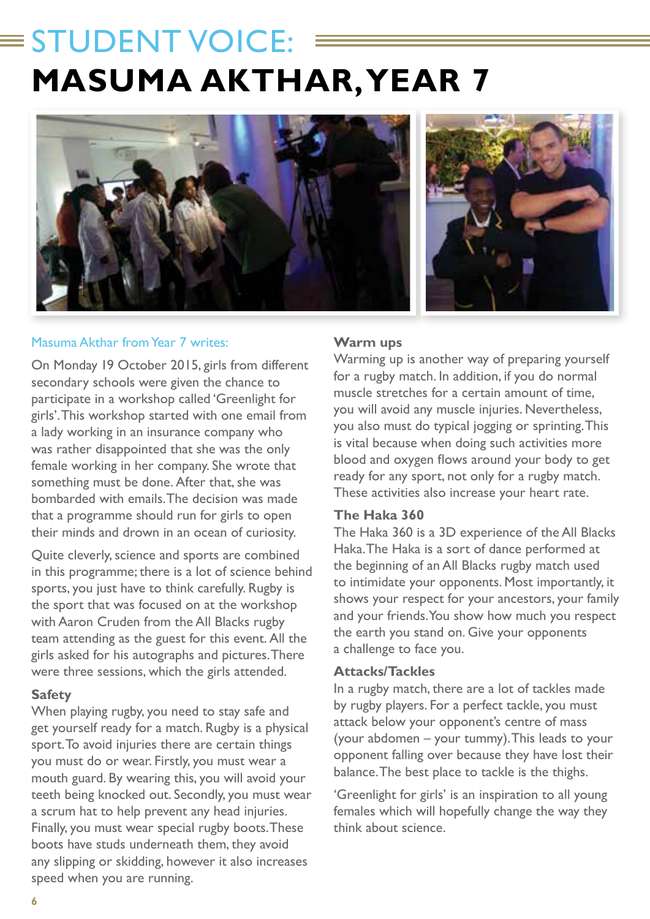# STUDENT VOICE: MASUMA AKTHAR, YEAR 7

Masuma Akthar from Year 7 writes:

On Monday 19 October 2015, girls from different secondary schools were given the chance to participate in a workshop called 'Greenlight for girls'. This workshop started with one email from a lady working in an insurance company who was rather disappointed that she was the only female working in her company. She wrote that something must be done. After that, she was bombarded with emails. The decision was made that a programme should run for girls to open their minds and drown in an ocean of curiosity.

Quite cleverly, science and sports are combined in this programme; there is a lot of science behind sports, you just have to think carefully. Rugby is the sport that was focused on at the workshop with Aaron Cruden from the All Blacks rugby team attending as the guest for this event. All the girls asked for his autographs and pictures. There were three sessions, which the girls attended.

### Safety

When playing rugby, you need to stay safe and get yourself ready for a match. Rugby is a physical sport. To avoid injuries there are certain things you must do or wear. Firstly, you must wear a mouth guard. By wearing this, you will avoid your teeth being knocked out. Secondly, you must wear a scrum hat to help prevent any head injuries. Finally, you must wear special rugby boots. These boots have studs underneath them, they avoid any slipping or skidding, however it also increases speed when you are running.

### Warm ups

Warming up is another way of preparing yourself for a rugby match. In addition, if you do normal muscle stretches for a certain amount of time, you will avoid any muscle injuries. Nevertheless, you also must do typical jogging or sprinting. This is vital because when doing such activities more blood and oxygen flows around your body to get ready for any sport, not only for a rugby match. These activities also increase your heart rate.

### The Haka 360

The Haka 360 is a 3D experience of the All Blacks Haka. The Haka is a sort of dance performed at the beginning of an All Blacks rugby match used to intimidate your opponents. Most importantly, it shows your respect for your ancestors, your family and your friends. You show how much you respect the earth you stand on. Give your opponents a challenge to face you.

### Attacks/Tackles

In a rugby match, there are a lot of tackles made by rugby players. For a perfect tackle, you must attack below your opponent's centre of mass (your abdomen – your tummy). This leads to your opponent falling over because they have lost their balance. The best place to tackle is the thighs.

'Greenlight for girls' is an inspiration to all young females which will hopefully change the way they think about science.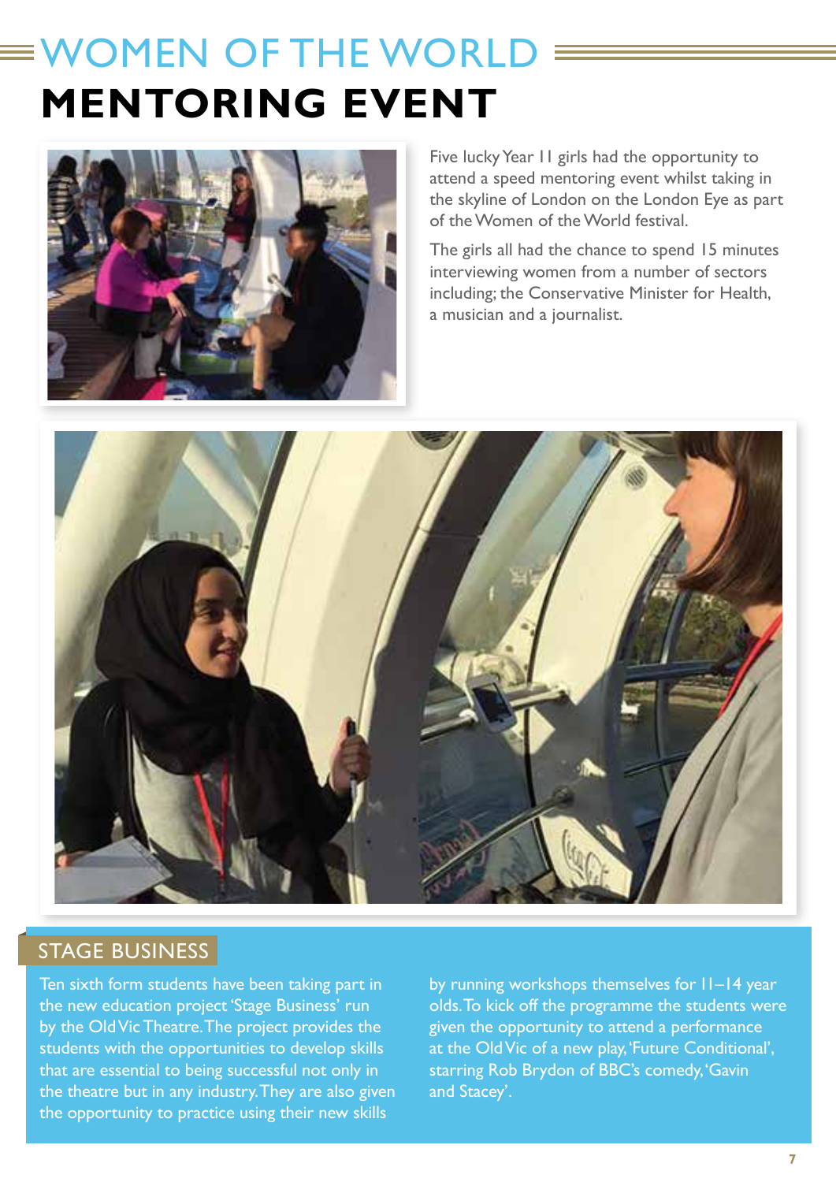# WOMEN OF THE WORLD MENTORING EVENT

Five lucky Year 11 girls had the opportunity to attend a speed mentoring event whilst taking in the skyline of London on the London Eye as part of the Women of the World festival.

The girls all had the chance to spend 15 minutes interviewing women from a number of sectors including; the Conservative Minister for Health, a musician and a journalist.

## STAGE BUSINESS

Ten sixth form students have been taking part in the new education project 'Stage Business' run by the Old Vic Theatre. The project provides the students with the opportunities to develop skills that are essential to being successful not only in the theatre but in any industry. They are also given the opportunity to practice using their new skills by running workshops themselves for 11–14 year olds. To kick off the programme the students were given the opportunity to attend a performance at the Old Vic of a new play, 'Future Conditional', starring Rob Brydon of BBC's comedy, 'Gavin and Stacey'.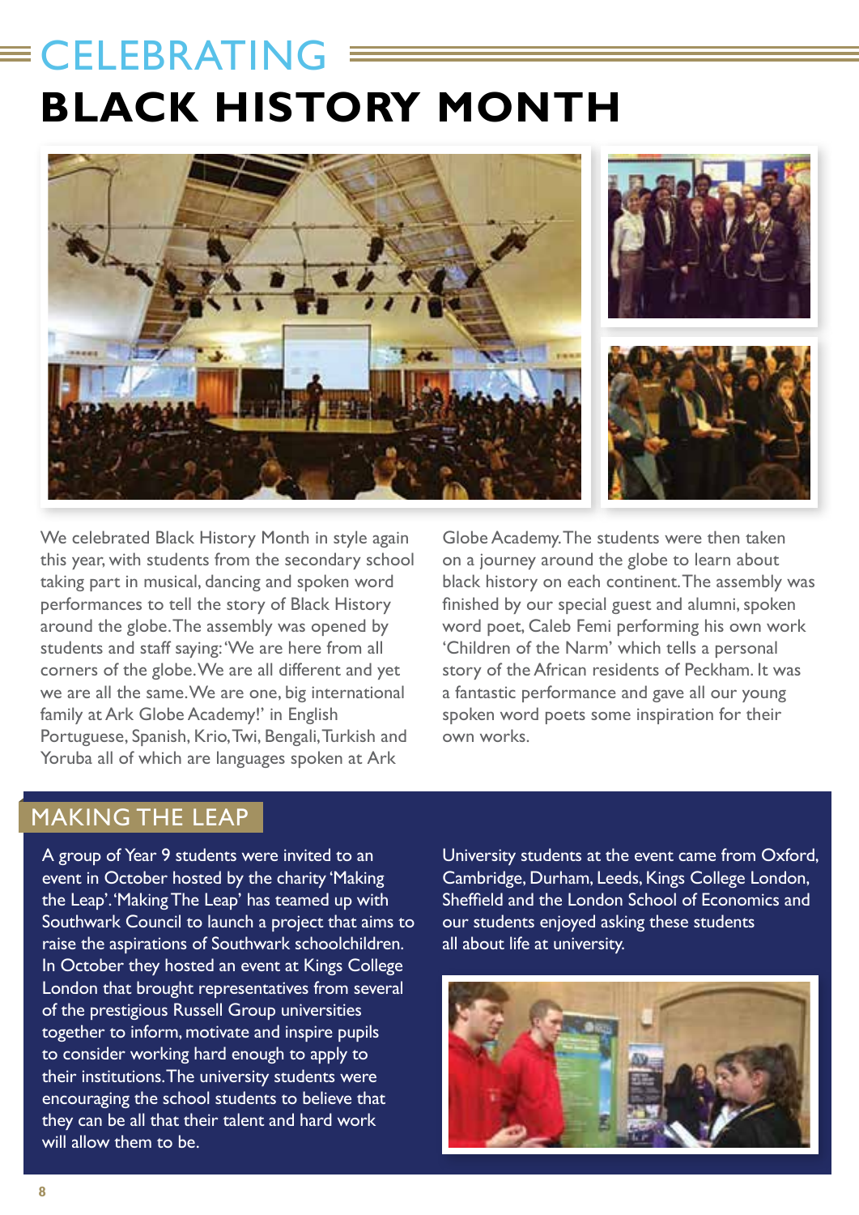# CELEBRATING BLACK HISTORY MONTH

We celebrated Black History Month in style again this year, with students from the secondary school taking part in musical, dancing and spoken word performances to tell the story of Black History around the globe. The assembly was opened by students and staff saying: 'We are here from all corners of the globe. We are all different and yet we are all the same. We are one, big international family at Ark Globe Academy!' in English Portuguese, Spanish, Krio, Twi, Bengali, Turkish and Yoruba all of which are languages spoken at Ark Globe Academy. The students were then taken on a journey around the globe to learn about black history on each continent. The assembly was finished by our special guest and alumni, spoken word poet, Caleb Femi performing his own work 'Children of the Narm' which tells a personal story of the African residents of Peckham. It was a fantastic performance and gave all our young spoken word poets some inspiration for their own works.

## MAKING THE LEAP

A group of Year 9 students were invited to an event in October hosted by the charity 'Making the Leap'. 'Making The Leap' has teamed up with Southwark Council to launch a project that aims to raise the aspirations of Southwark schoolchildren. In October they hosted an event at Kings College London that brought representatives from several of the prestigious Russell Group universities together to inform, motivate and inspire pupils to consider working hard enough to apply to their institutions. The university students were encouraging the school students to believe that they can be all that their talent and hard work will allow them to be.

University students at the event came from Oxford, Cambridge, Durham, Leeds, Kings College London, Sheffield and the London School of Economics and our students enjoyed asking these students all about life at university.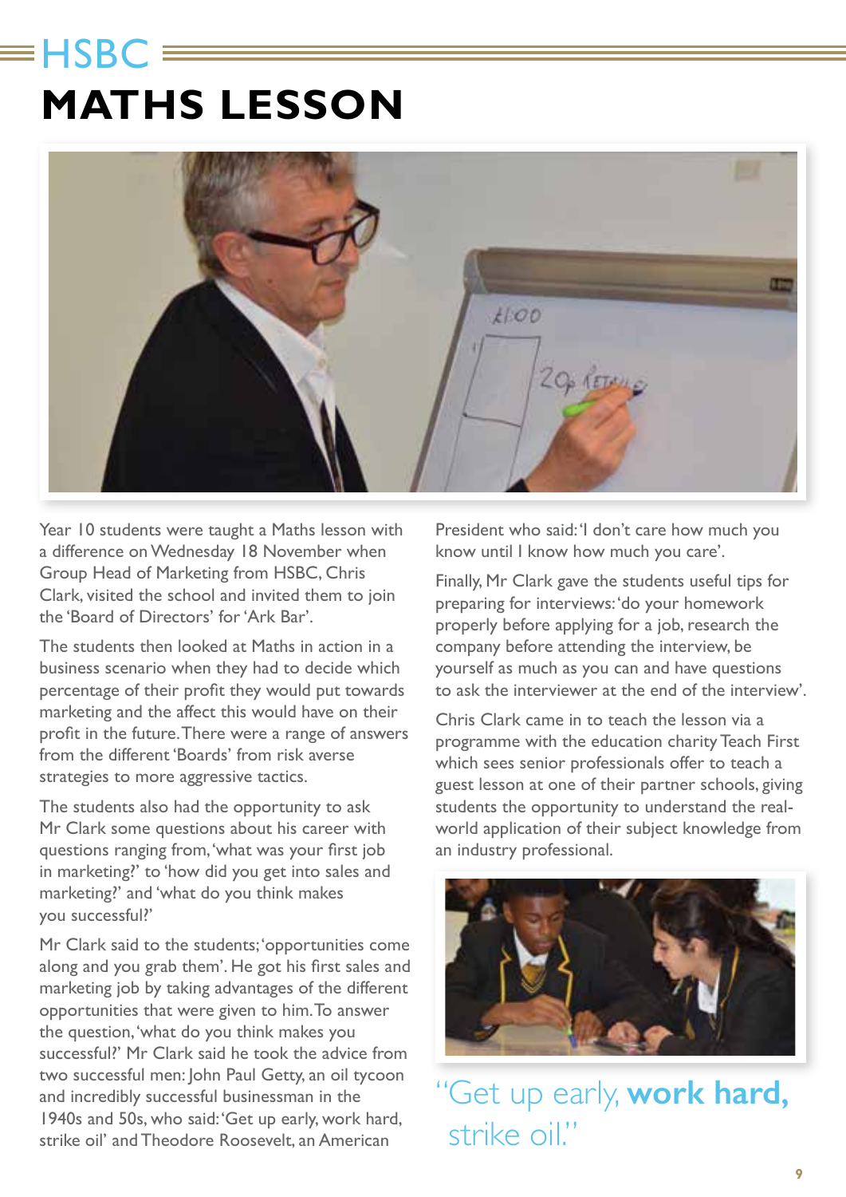# HSBC MATHS LESSON

Year 10 students were taught a Maths lesson with a difference on Wednesday 18 November when Group Head of Marketing from HSBC, Chris Clark, visited the school and invited them to join the 'Board of Directors' for 'Ark Bar'.

The students then looked at Maths in action in a business scenario when they had to decide which percentage of their profit they would put towards marketing and the affect this would have on their profit in the future. There were a range of answers from the different 'Boards' from risk averse strategies to more aggressive tactics.

The students also had the opportunity to ask Mr Clark some questions about his career with questions ranging from, 'what was your first job in marketing?' to 'how did you get into sales and marketing?' and 'what do you think makes you successful?'

Mr Clark said to the students; 'opportunities come along and you grab them'. He got his first sales and marketing job by taking advantages of the different opportunities that were given to him. To answer the question, 'what do you think makes you successful?' Mr Clark said he took the advice from two successful men: John Paul Getty, an oil tycoon and incredibly successful businessman in the 1940s and 50s, who said: 'Get up early, work hard, strike oil' and Theodore Roosevelt, an American President who said: 'I don't care how much you know until I know how much you care'.

Finally, Mr Clark gave the students useful tips for preparing for interviews: 'do your homework properly before applying for a job, research the company before attending the interview, be yourself as much as you can and have questions to ask the interviewer at the end of the interview'.

Chris Clark came in to teach the lesson via a programme with the education charity Teach First which sees senior professionals offer to teach a guest lesson at one of their partner schools, giving students the opportunity to understand the real-world application of their subject knowledge from an industry professional.

"Get up early, **work hard,** strike oil."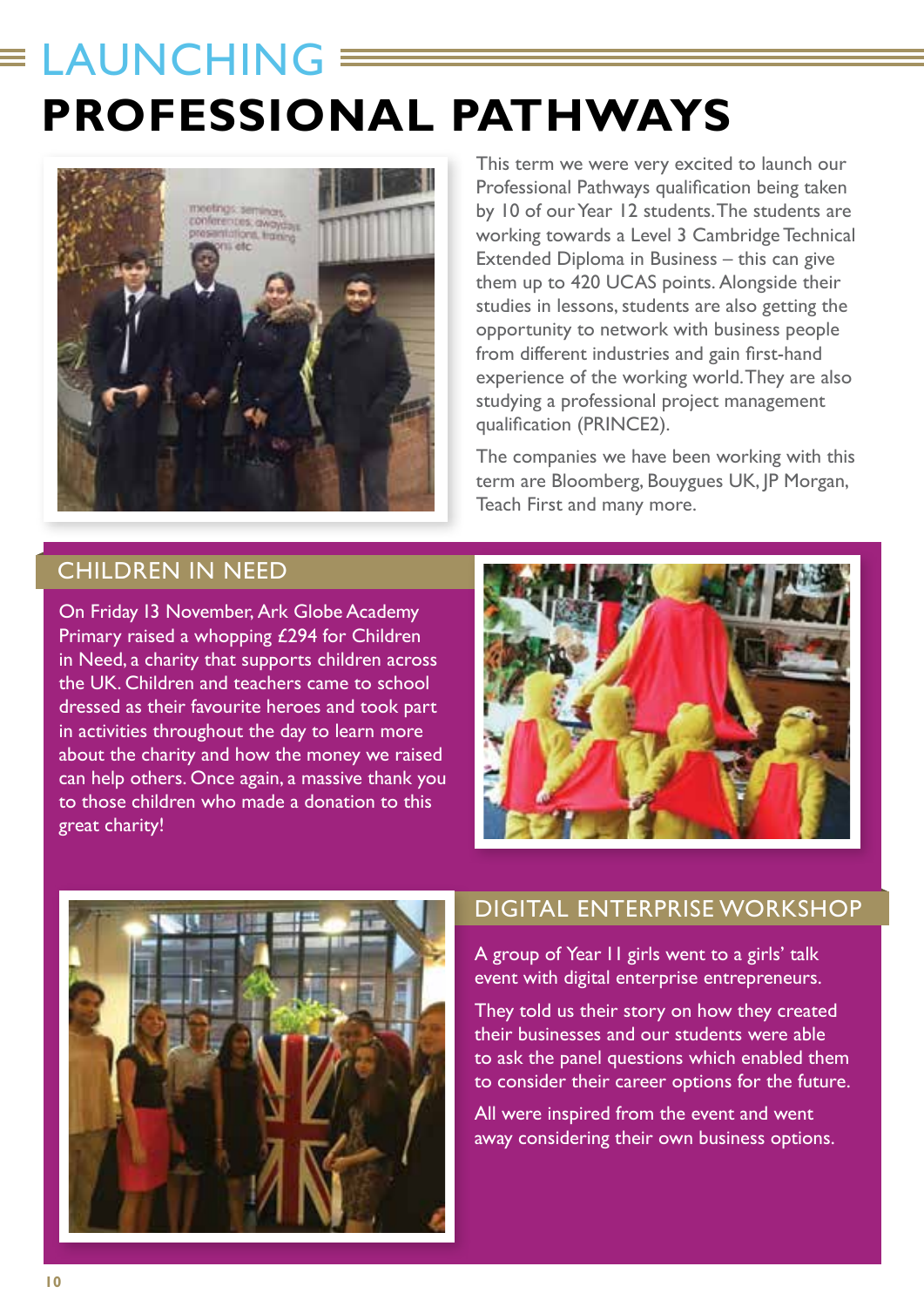# LAUNCHING PROFESSIONAL PATHWAYS

This term we were very excited to launch our Professional Pathways qualification being taken by 10 of our Year 12 students. The students are working towards a Level 3 Cambridge Technical Extended Diploma in Business – this can give them up to 420 UCAS points. Alongside their studies in lessons, students are also getting the opportunity to network with business people from different industries and gain first-hand experience of the working world. They are also studying a professional project management qualification (PRINCE2).

The companies we have been working with this term are Bloomberg, Bouygues UK, JP Morgan, Teach First and many more.

## CHILDREN IN NEED

On Friday 13 November, Ark Globe Academy Primary raised a whopping £294 for Children in Need, a charity that supports children across the UK. Children and teachers came to school dressed as their favourite heroes and took part in activities throughout the day to learn more about the charity and how the money we raised can help others. Once again, a massive thank you to those children who made a donation to this great charity!

## DIGITAL ENTERPRISE WORKSHOP

A group of Year 11 girls went to a girls' talk event with digital enterprise entrepreneurs.

They told us their story on how they created their businesses and our students were able to ask the panel questions which enabled them to consider their career options for the future.

All were inspired from the event and went away considering their own business options.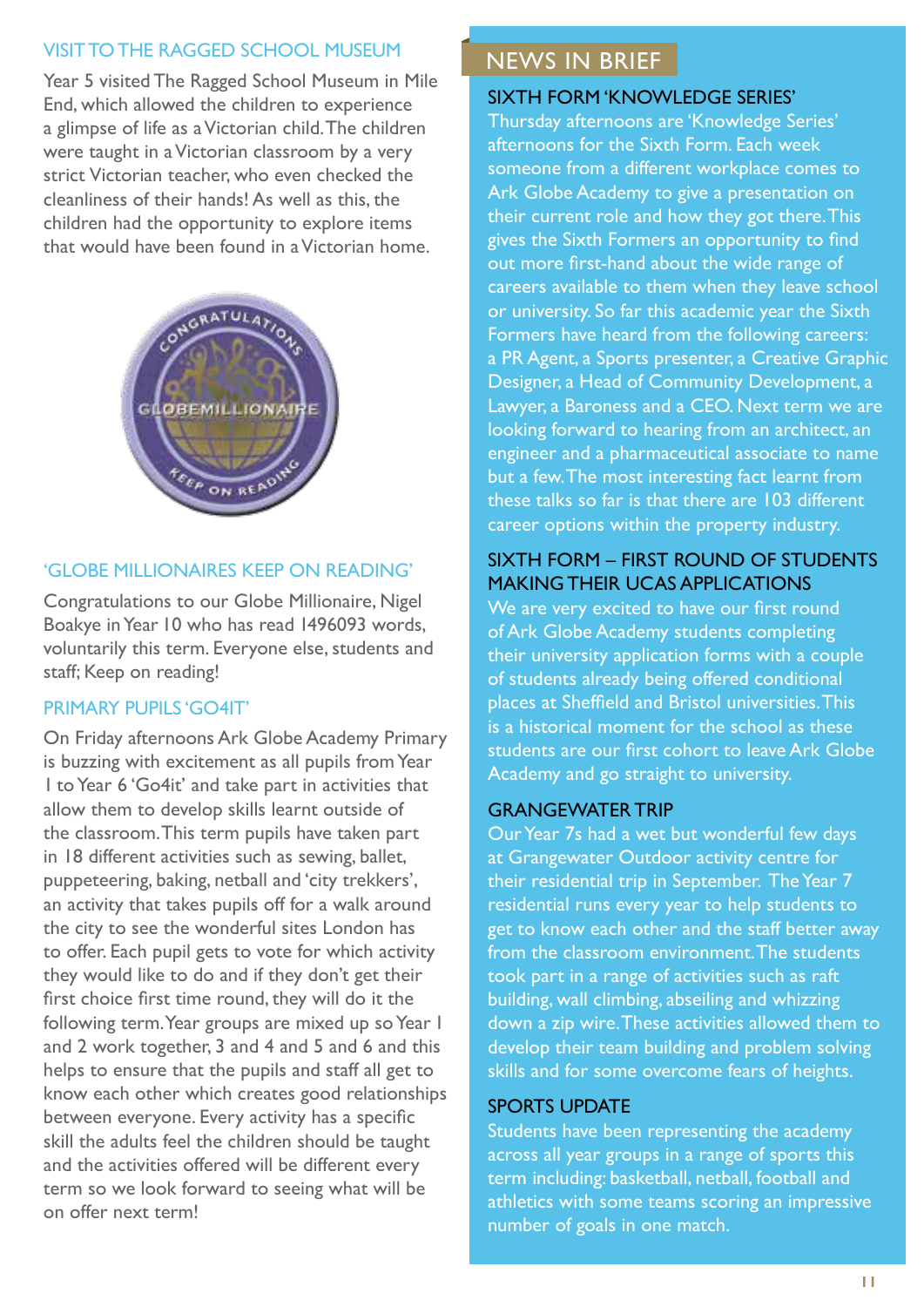## VISIT TO THE RAGGED SCHOOL MUSEUM

Year 5 visited The Ragged School Museum in Mile End, which allowed the children to experience a glimpse of life as a Victorian child. The children were taught in a Victorian classroom by a very strict Victorian teacher, who even checked the cleanliness of their hands! As well as this, the children had the opportunity to explore items that would have been found in a Victorian home.

## 'GLOBE MILLIONAIRES KEEP ON READING'

Congratulations to our Globe Millionaire, Nigel Boakye in Year 10 who has read 1496093 words, voluntarily this term. Everyone else, students and staff; Keep on reading!

## PRIMARY PUPILS 'GO4IT'

On Friday afternoons Ark Globe Academy Primary is buzzing with excitement as all pupils from Year 1 to Year 6 'Go4it' and take part in activities that allow them to develop skills learnt outside of the classroom. This term pupils have taken part in 18 different activities such as sewing, ballet, puppeteering, baking, netball and 'city trekkers', an activity that takes pupils off for a walk around the city to see the wonderful sites London has to offer. Each pupil gets to vote for which activity they would like to do and if they don't get their first choice first time round, they will do it the following term. Year groups are mixed up so Year 1 and 2 work together, 3 and 4 and 5 and 6 and this helps to ensure that the pupils and staff all get to know each other which creates good relationships between everyone. Every activity has a specific skill the adults feel the children should be taught and the activities offered will be different every term so we look forward to seeing what will be on offer next term!

# NEWS IN BRIEF

## SIXTH FORM 'KNOWLEDGE SERIES'

Thursday afternoons are 'Knowledge Series' afternoons for the Sixth Form. Each week someone from a different workplace comes to Ark Globe Academy to give a presentation on their current role and how they got there. This gives the Sixth Formers an opportunity to find out more first-hand about the wide range of careers available to them when they leave school or university. So far this academic year the Sixth Formers have heard from the following careers: a PR Agent, a Sports presenter, a Creative Graphic Designer, a Head of Community Development, a Lawyer, a Baroness and a CEO. Next term we are looking forward to hearing from an architect, an engineer and a pharmaceutical associate to name but a few. The most interesting fact learnt from these talks so far is that there are 103 different career options within the property industry.

## SIXTH FORM – FIRST ROUND OF STUDENTS MAKING THEIR UCAS APPLICATIONS

We are very excited to have our first round of Ark Globe Academy students completing their university application forms with a couple of students already being offered conditional places at Sheffield and Bristol universities. This is a historical moment for the school as these students are our first cohort to leave Ark Globe Academy and go straight to university.

## GRANGEWATER TRIP

Our Year 7s had a wet but wonderful few days at Grangewater Outdoor activity centre for their residential trip in September. The Year 7 residential runs every year to help students to get to know each other and the staff better away from the classroom environment. The students took part in a range of activities such as raft building, wall climbing, abseiling and whizzing down a zip wire. These activities allowed them to develop their team building and problem solving skills and for some overcome fears of heights.

## SPORTS UPDATE

Students have been representing the academy across all year groups in a range of sports this term including: basketball, netball, football and athletics with some teams scoring an impressive number of goals in one match.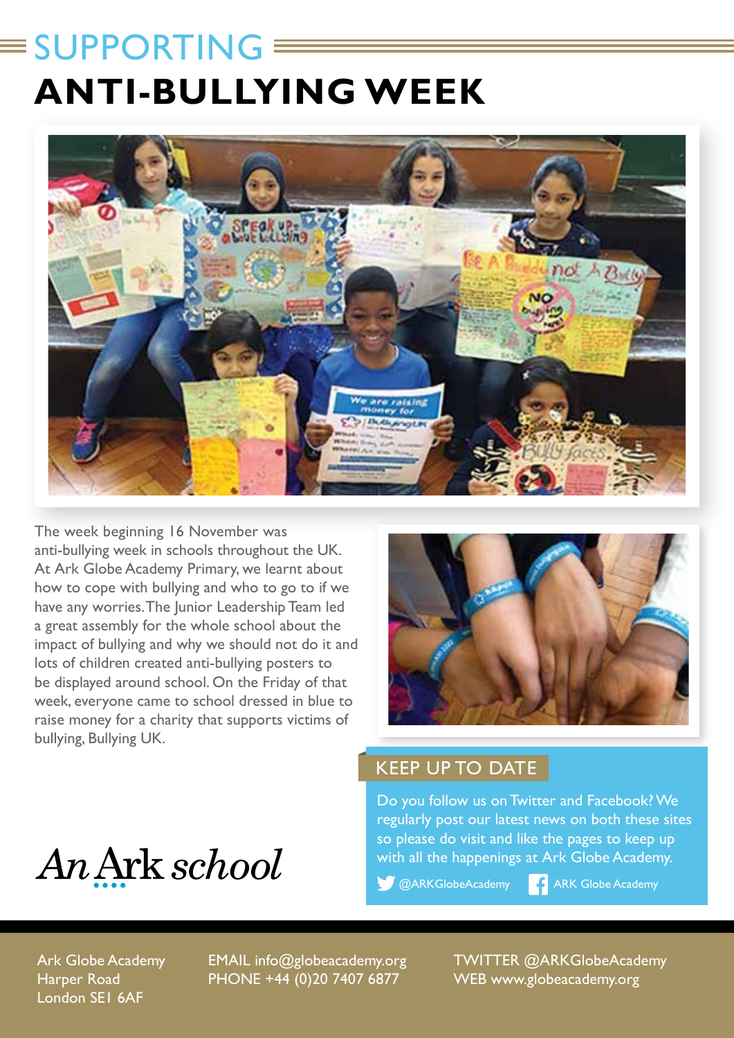# SUPPORTING ANTI-BULLYING WEEK

The week beginning 16 November was anti-bullying week in schools throughout the UK. At Ark Globe Academy Primary, we learnt about how to cope with bullying and who to go to if we have any worries. The Junior Leadership Team led a great assembly for the whole school about the impact of bullying and why we should not do it and lots of children created anti-bullying posters to be displayed around school. On the Friday of that week, everyone came to school dressed in blue to raise money for a charity that supports victims of bullying, Bullying UK.

## KEEP UP TO DATE

Do you follow us on Twitter and Facebook? We regularly post our latest news on both these sites so please do visit and like the pages to keep up with all the happenings at Ark Globe Academy.

@ARKGlobeAcademy ARK Globe Academy

*An Ark school*

Ark Globe Academy
Harper Road
London SE1 6AF

EMAIL info@globeacademy.org
PHONE +44 (0)20 7407 6877

TWITTER @ARKGlobeAcademy
WEB www.globeacademy.org